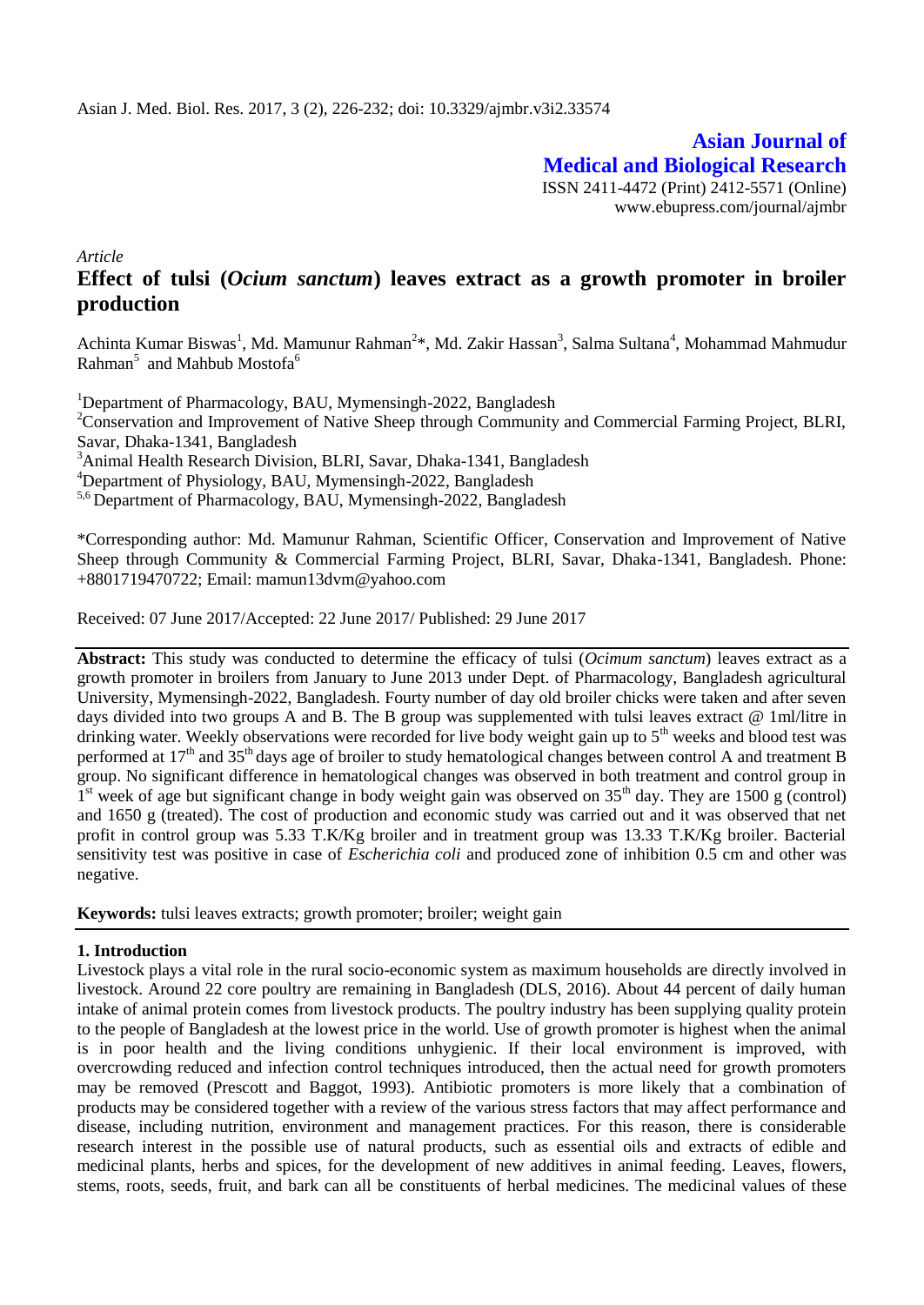**Asian Journal of Medical and Biological Research**

ISSN 2411-4472 (Print) 2412-5571 (Online)
www.ebupress.com/journal/ajmbr

*Article*

# Effect of tulsi (*Ocium sanctum*) leaves extract as a growth promoter in broiler production

Achinta Kumar Biswas[1], Md. Mamunur Rahman[2]*, Md. Zakir Hassan[3], Salma Sultana[4], Mohammad Mahmudur Rahman[5] and Mahbub Mostofa[6]

[1]Department of Pharmacology, BAU, Mymensingh-2022, Bangladesh

[2]Conservation and Improvement of Native Sheep through Community and Commercial Farming Project, BLRI, Savar, Dhaka-1341, Bangladesh

[3]Animal Health Research Division, BLRI, Savar, Dhaka-1341, Bangladesh

[4]Department of Physiology, BAU, Mymensingh-2022, Bangladesh

[5,6] Department of Pharmacology, BAU, Mymensingh-2022, Bangladesh

*Corresponding author: Md. Mamunur Rahman, Scientific Officer, Conservation and Improvement of Native Sheep through Community & Commercial Farming Project, BLRI, Savar, Dhaka-1341, Bangladesh. Phone: +8801719470722; Email: mamun13dvm@yahoo.com

Received: 07 June 2017/Accepted: 22 June 2017/ Published: 29 June 2017

**Abstract:** This study was conducted to determine the efficacy of tulsi (*Ocimum sanctum*) leaves extract as a growth promoter in broilers from January to June 2013 under Dept. of Pharmacology, Bangladesh agricultural University, Mymensingh-2022, Bangladesh. Fourty number of day old broiler chicks were taken and after seven days divided into two groups A and B. The B group was supplemented with tulsi leaves extract @ 1ml/litre in drinking water. Weekly observations were recorded for live body weight gain up to 5$^{th}$ weeks and blood test was performed at 17$^{th}$ and 35$^{th}$ days age of broiler to study hematological changes between control A and treatment B group. No significant difference in hematological changes was observed in both treatment and control group in 1$^{st}$ week of age but significant change in body weight gain was observed on 35$^{th}$ day. They are 1500 g (control) and 1650 g (treated). The cost of production and economic study was carried out and it was observed that net profit in control group was 5.33 T.K/Kg broiler and in treatment group was 13.33 T.K/Kg broiler. Bacterial sensitivity test was positive in case of *Escherichia coli* and produced zone of inhibition 0.5 cm and other was negative.

**Keywords:** tulsi leaves extracts; growth promoter; broiler; weight gain

## 1. Introduction

Livestock plays a vital role in the rural socio-economic system as maximum households are directly involved in livestock. Around 22 core poultry are remaining in Bangladesh (DLS, 2016). About 44 percent of daily human intake of animal protein comes from livestock products. The poultry industry has been supplying quality protein to the people of Bangladesh at the lowest price in the world. Use of growth promoter is highest when the animal is in poor health and the living conditions unhygienic. If their local environment is improved, with overcrowding reduced and infection control techniques introduced, then the actual need for growth promoters may be removed (Prescott and Baggot, 1993). Antibiotic promoters is more likely that a combination of products may be considered together with a review of the various stress factors that may affect performance and disease, including nutrition, environment and management practices. For this reason, there is considerable research interest in the possible use of natural products, such as essential oils and extracts of edible and medicinal plants, herbs and spices, for the development of new additives in animal feeding. Leaves, flowers, stems, roots, seeds, fruit, and bark can all be constituents of herbal medicines. The medicinal values of these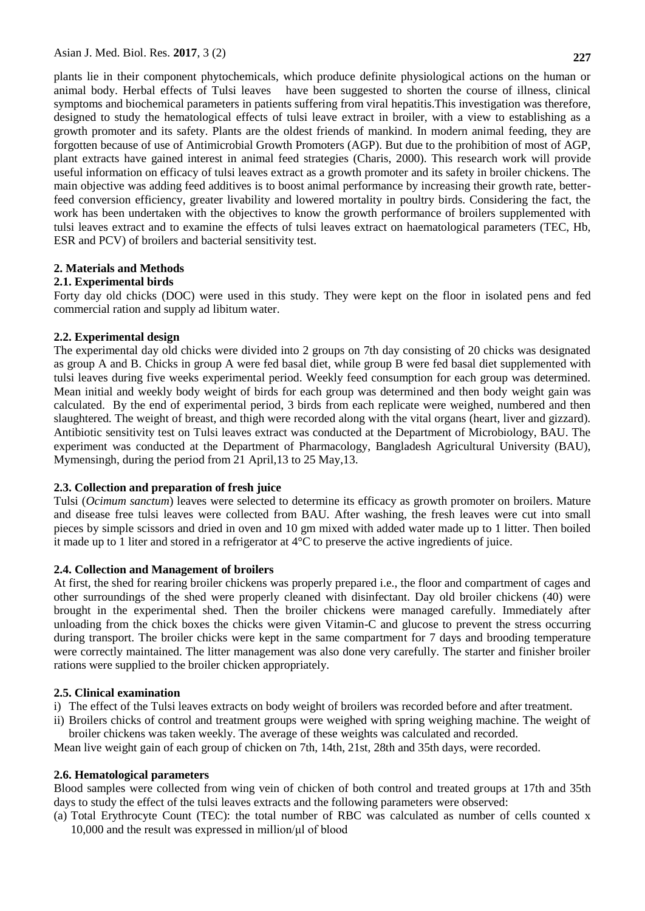plants lie in their component phytochemicals, which produce definite physiological actions on the human or animal body. Herbal effects of Tulsi leaves have been suggested to shorten the course of illness, clinical symptoms and biochemical parameters in patients suffering from viral hepatitis.This investigation was therefore, designed to study the hematological effects of tulsi leave extract in broiler, with a view to establishing as a growth promoter and its safety. Plants are the oldest friends of mankind. In modern animal feeding, they are forgotten because of use of Antimicrobial Growth Promoters (AGP). But due to the prohibition of most of AGP, plant extracts have gained interest in animal feed strategies (Charis, 2000). This research work will provide useful information on efficacy of tulsi leaves extract as a growth promoter and its safety in broiler chickens. The main objective was adding feed additives is to boost animal performance by increasing their growth rate, better-feed conversion efficiency, greater livability and lowered mortality in poultry birds. Considering the fact, the work has been undertaken with the objectives to know the growth performance of broilers supplemented with tulsi leaves extract and to examine the effects of tulsi leaves extract on haematological parameters (TEC, Hb, ESR and PCV) of broilers and bacterial sensitivity test.

## 2. Materials and Methods

### 2.1. Experimental birds

Forty day old chicks (DOC) were used in this study. They were kept on the floor in isolated pens and fed commercial ration and supply ad libitum water.

### 2.2. Experimental design

The experimental day old chicks were divided into 2 groups on 7th day consisting of 20 chicks was designated as group A and B. Chicks in group A were fed basal diet, while group B were fed basal diet supplemented with tulsi leaves during five weeks experimental period. Weekly feed consumption for each group was determined. Mean initial and weekly body weight of birds for each group was determined and then body weight gain was calculated. By the end of experimental period, 3 birds from each replicate were weighed, numbered and then slaughtered. The weight of breast, and thigh were recorded along with the vital organs (heart, liver and gizzard). Antibiotic sensitivity test on Tulsi leaves extract was conducted at the Department of Microbiology, BAU. The experiment was conducted at the Department of Pharmacology, Bangladesh Agricultural University (BAU), Mymensingh, during the period from 21 April,13 to 25 May,13.

### 2.3. Collection and preparation of fresh juice

Tulsi (*Ocimum sanctum*) leaves were selected to determine its efficacy as growth promoter on broilers. Mature and disease free tulsi leaves were collected from BAU. After washing, the fresh leaves were cut into small pieces by simple scissors and dried in oven and 10 gm mixed with added water made up to 1 litter. Then boiled it made up to 1 liter and stored in a refrigerator at 4°C to preserve the active ingredients of juice.

### 2.4. Collection and Management of broilers

At first, the shed for rearing broiler chickens was properly prepared i.e., the floor and compartment of cages and other surroundings of the shed were properly cleaned with disinfectant. Day old broiler chickens (40) were brought in the experimental shed. Then the broiler chickens were managed carefully. Immediately after unloading from the chick boxes the chicks were given Vitamin-C and glucose to prevent the stress occurring during transport. The broiler chicks were kept in the same compartment for 7 days and brooding temperature were correctly maintained. The litter management was also done very carefully. The starter and finisher broiler rations were supplied to the broiler chicken appropriately.

### 2.5. Clinical examination

i) The effect of the Tulsi leaves extracts on body weight of broilers was recorded before and after treatment.

ii) Broilers chicks of control and treatment groups were weighed with spring weighing machine. The weight of broiler chickens was taken weekly. The average of these weights was calculated and recorded.

Mean live weight gain of each group of chicken on 7th, 14th, 21st, 28th and 35th days, were recorded.

### 2.6. Hematological parameters

Blood samples were collected from wing vein of chicken of both control and treated groups at 17th and 35th days to study the effect of the tulsi leaves extracts and the following parameters were observed:

(a) Total Erythrocyte Count (TEC): the total number of RBC was calculated as number of cells counted x 10,000 and the result was expressed in million/μl of blood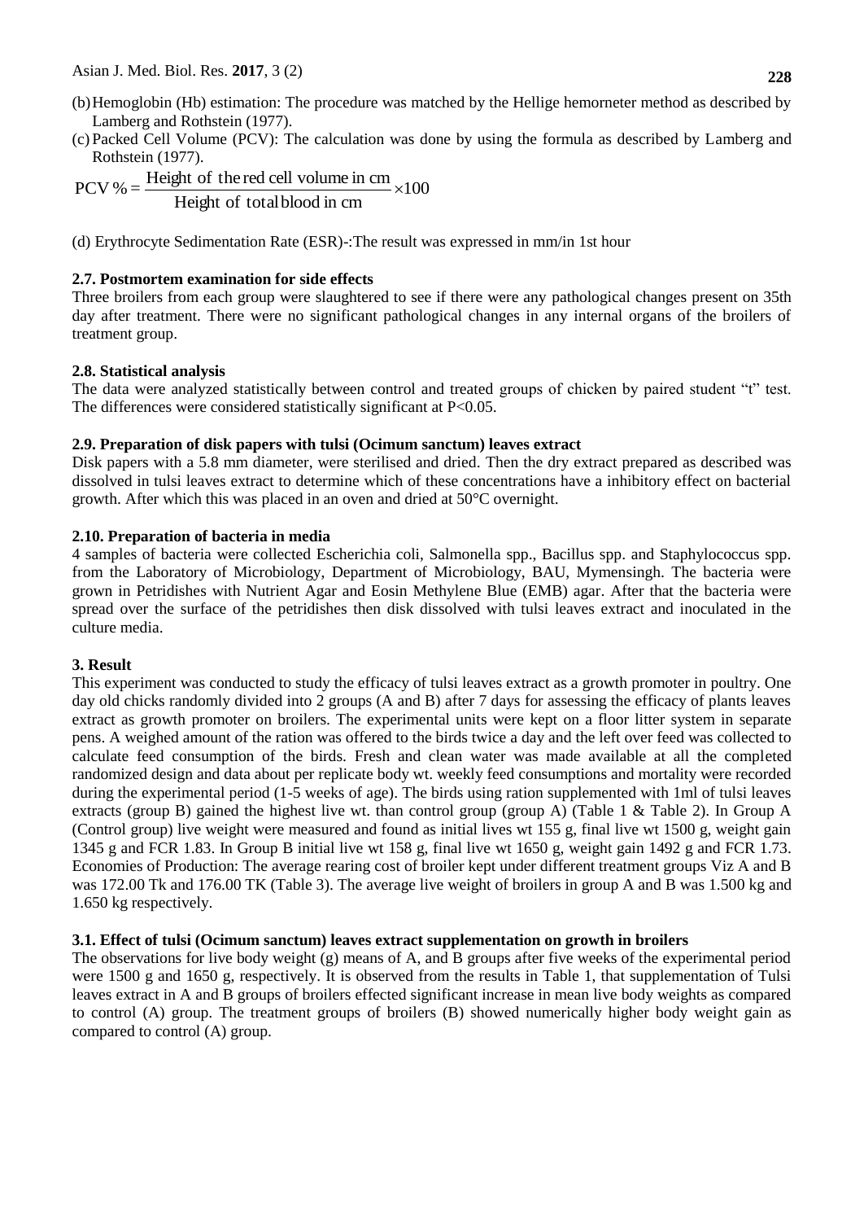(b) Hemoglobin (Hb) estimation: The procedure was matched by the Hellige hemorneter method as described by Lamberg and Rothstein (1977).

(c) Packed Cell Volume (PCV): The calculation was done by using the formula as described by Lamberg and Rothstein (1977).

$$\text{PCV}\,\% = \frac{\text{Height of the red cell volume in cm}}{\text{Height of total blood in cm}} \times 100$$

(d) Erythrocyte Sedimentation Rate (ESR)-:The result was expressed in mm/in 1st hour

### 2.7. Postmortem examination for side effects

Three broilers from each group were slaughtered to see if there were any pathological changes present on 35th day after treatment. There were no significant pathological changes in any internal organs of the broilers of treatment group.

### 2.8. Statistical analysis

The data were analyzed statistically between control and treated groups of chicken by paired student "t" test. The differences were considered statistically significant at $P<0.05$.

### 2.9. Preparation of disk papers with tulsi (Ocimum sanctum) leaves extract

Disk papers with a 5.8 mm diameter, were sterilised and dried. Then the dry extract prepared as described was dissolved in tulsi leaves extract to determine which of these concentrations have a inhibitory effect on bacterial growth. After which this was placed in an oven and dried at 50°C overnight.

### 2.10. Preparation of bacteria in media

4 samples of bacteria were collected Escherichia coli, Salmonella spp., Bacillus spp. and Staphylococcus spp. from the Laboratory of Microbiology, Department of Microbiology, BAU, Mymensingh. The bacteria were grown in Petridishes with Nutrient Agar and Eosin Methylene Blue (EMB) agar. After that the bacteria were spread over the surface of the petridishes then disk dissolved with tulsi leaves extract and inoculated in the culture media.

## 3. Result

This experiment was conducted to study the efficacy of tulsi leaves extract as a growth promoter in poultry. One day old chicks randomly divided into 2 groups (A and B) after 7 days for assessing the efficacy of plants leaves extract as growth promoter on broilers. The experimental units were kept on a floor litter system in separate pens. A weighed amount of the ration was offered to the birds twice a day and the left over feed was collected to calculate feed consumption of the birds. Fresh and clean water was made available at all the completed randomized design and data about per replicate body wt. weekly feed consumptions and mortality were recorded during the experimental period (1-5 weeks of age). The birds using ration supplemented with 1ml of tulsi leaves extracts (group B) gained the highest live wt. than control group (group A) (Table 1 & Table 2). In Group A (Control group) live weight were measured and found as initial lives wt 155 g, final live wt 1500 g, weight gain 1345 g and FCR 1.83. In Group B initial live wt 158 g, final live wt 1650 g, weight gain 1492 g and FCR 1.73. Economies of Production: The average rearing cost of broiler kept under different treatment groups Viz A and B was 172.00 Tk and 176.00 TK (Table 3). The average live weight of broilers in group A and B was 1.500 kg and 1.650 kg respectively.

### 3.1. Effect of tulsi (Ocimum sanctum) leaves extract supplementation on growth in broilers

The observations for live body weight (g) means of A, and B groups after five weeks of the experimental period were 1500 g and 1650 g, respectively. It is observed from the results in Table 1, that supplementation of Tulsi leaves extract in A and B groups of broilers effected significant increase in mean live body weights as compared to control (A) group. The treatment groups of broilers (B) showed numerically higher body weight gain as compared to control (A) group.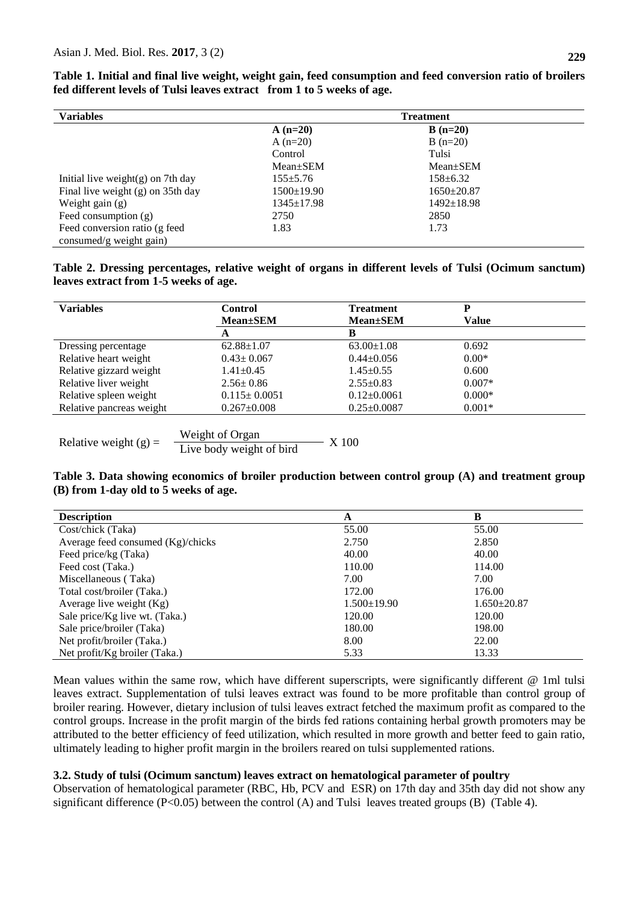**Table 1. Initial and final live weight, weight gain, feed consumption and feed conversion ratio of broilers fed different levels of Tulsi leaves extract from 1 to 5 weeks of age.**

| Variables | Treatment | |
|---|---|---|
| | **A (n=20)** | **B (n=20)** |
| | A (n=20) | B (n=20) |
| | Control | Tulsi |
| | Mean±SEM | Mean±SEM |
| Initial live weight(g) on 7th day | 155±5.76 | 158±6.32 |
| Final live weight (g) on 35th day | 1500±19.90 | 1650±20.87 |
| Weight gain (g) | 1345±17.98 | 1492±18.98 |
| Feed consumption (g) | 2750 | 2850 |
| Feed conversion ratio (g feed consumed/g weight gain) | 1.83 | 1.73 |

**Table 2. Dressing percentages, relative weight of organs in different levels of Tulsi (*Ocimum sanctum*) leaves extract from 1-5 weeks of age.**

| Variables | Control Mean±SEM | Treatment Mean±SEM | P Value |
|---|---|---|---|
| | **A** | **B** | |
| Dressing percentage | 62.88±1.07 | 63.00±1.08 | 0.692 |
| Relative heart weight | 0.43± 0.067 | 0.44±0.056 | 0.00* |
| Relative gizzard weight | 1.41±0.45 | 1.45±0.55 | 0.600 |
| Relative liver weight | 2.56± 0.86 | 2.55±0.83 | 0.007* |
| Relative spleen weight | 0.115± 0.0051 | 0.12±0.0061 | 0.000* |
| Relative pancreas weight | 0.267±0.008 | 0.25±0.0087 | 0.001* |

$$\text{Relative weight (g)} = \frac{\text{Weight of Organ}}{\text{Live body weight of bird}} \times 100$$

**Table 3. Data showing economics of broiler production between control group (A) and treatment group (B) from 1-day old to 5 weeks of age.**

| Description | A | B |
|---|---|---|
| Cost/chick (Taka) | 55.00 | 55.00 |
| Average feed consumed (Kg)/chicks | 2.750 | 2.850 |
| Feed price/kg (Taka) | 40.00 | 40.00 |
| Feed cost (Taka.) | 110.00 | 114.00 |
| Miscellaneous ( Taka) | 7.00 | 7.00 |
| Total cost/broiler (Taka.) | 172.00 | 176.00 |
| Average live weight (Kg) | 1.500±19.90 | 1.650±20.87 |
| Sale price/Kg live wt. (Taka.) | 120.00 | 120.00 |
| Sale price/broiler (Taka) | 180.00 | 198.00 |
| Net profit/broiler (Taka.) | 8.00 | 22.00 |
| Net profit/Kg broiler (Taka.) | 5.33 | 13.33 |

Mean values within the same row, which have different superscripts, were significantly different @ 1ml tulsi leaves extract. Supplementation of tulsi leaves extract was found to be more profitable than control group of broiler rearing. However, dietary inclusion of tulsi leaves extract fetched the maximum profit as compared to the control groups. Increase in the profit margin of the birds fed rations containing herbal growth promoters may be attributed to the better efficiency of feed utilization, which resulted in more growth and better feed to gain ratio, ultimately leading to higher profit margin in the broilers reared on tulsi supplemented rations.

### 3.2. Study of tulsi (*Ocimum sanctum*) leaves extract on hematological parameter of poultry

Observation of hematological parameter (RBC, Hb, PCV and ESR) on 17th day and 35th day did not show any significant difference ($P<0.05$) between the control (A) and Tulsi leaves treated groups (B) (Table 4).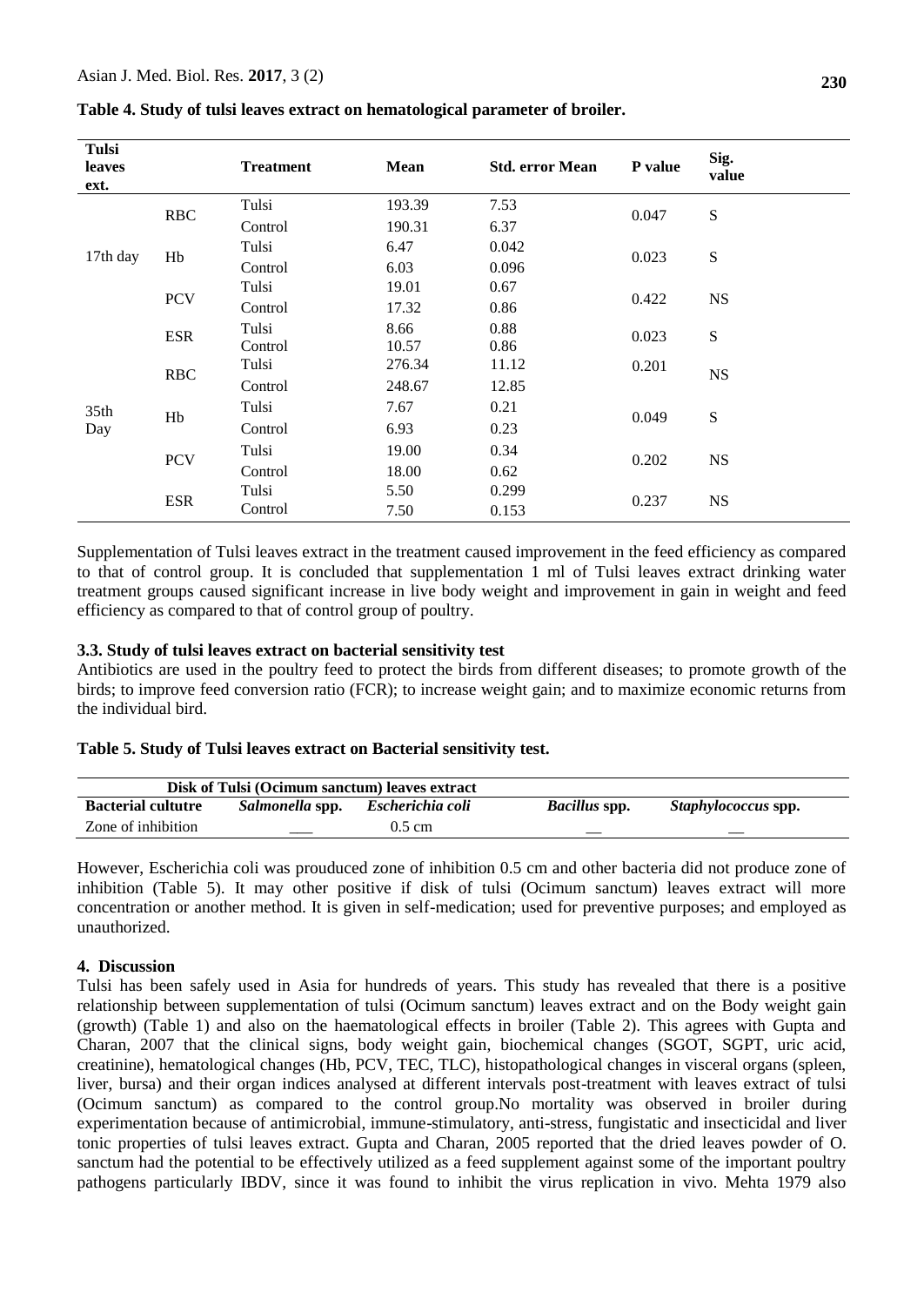**Table 4. Study of tulsi leaves extract on hematological parameter of broiler.**

| Tulsi leaves ext. | | Treatment | Mean | Std. error Mean | P value | Sig. value |
|---|---|---|---|---|---|---|
| 17th day | RBC | Tulsi | 193.39 | 7.53 | 0.047 | S |
| | | Control | 190.31 | 6.37 | | |
| | Hb | Tulsi | 6.47 | 0.042 | 0.023 | S |
| | | Control | 6.03 | 0.096 | | |
| | PCV | Tulsi | 19.01 | 0.67 | 0.422 | NS |
| | | Control | 17.32 | 0.86 | | |
| | ESR | Tulsi | 8.66 | 0.88 | 0.023 | S |
| | | Control | 10.57 | 0.86 | | |
| 35th Day | RBC | Tulsi | 276.34 | 11.12 | 0.201 | NS |
| | | Control | 248.67 | 12.85 | | |
| | Hb | Tulsi | 7.67 | 0.21 | 0.049 | S |
| | | Control | 6.93 | 0.23 | | |
| | PCV | Tulsi | 19.00 | 0.34 | 0.202 | NS |
| | | Control | 18.00 | 0.62 | | |
| | ESR | Tulsi | 5.50 | 0.299 | 0.237 | NS |
| | | Control | 7.50 | 0.153 | | |

Supplementation of Tulsi leaves extract in the treatment caused improvement in the feed efficiency as compared to that of control group. It is concluded that supplementation 1 ml of Tulsi leaves extract drinking water treatment groups caused significant increase in live body weight and improvement in gain in weight and feed efficiency as compared to that of control group of poultry.

### 3.3. Study of tulsi leaves extract on bacterial sensitivity test

Antibiotics are used in the poultry feed to protect the birds from different diseases; to promote growth of the birds; to improve feed conversion ratio (FCR); to increase weight gain; and to maximize economic returns from the individual bird.

**Table 5. Study of Tulsi leaves extract on Bacterial sensitivity test.**

| Disk of Tulsi (Ocimum sanctum) leaves extract | | | | |
|---|---|---|---|---|
| **Bacterial cultutre** | ***Salmonella* spp.** | ***Escherichia coli*** | ***Bacillus* spp.** | ***Staphylococcus* spp.** |
| Zone of inhibition | ___ | 0.5 cm | __ | __ |

However, Escherichia coli was prouduced zone of inhibition 0.5 cm and other bacteria did not produce zone of inhibition (Table 5). It may other positive if disk of tulsi (Ocimum sanctum) leaves extract will more concentration or another method. It is given in self-medication; used for preventive purposes; and employed as unauthorized.

## 4. Discussion

Tulsi has been safely used in Asia for hundreds of years. This study has revealed that there is a positive relationship between supplementation of tulsi (Ocimum sanctum) leaves extract and on the Body weight gain (growth) (Table 1) and also on the haematological effects in broiler (Table 2). This agrees with Gupta and Charan, 2007 that the clinical signs, body weight gain, biochemical changes (SGOT, SGPT, uric acid, creatinine), hematological changes (Hb, PCV, TEC, TLC), histopathological changes in visceral organs (spleen, liver, bursa) and their organ indices analysed at different intervals post-treatment with leaves extract of tulsi (Ocimum sanctum) as compared to the control group.No mortality was observed in broiler during experimentation because of antimicrobial, immune-stimulatory, anti-stress, fungistatic and insecticidal and liver tonic properties of tulsi leaves extract. Gupta and Charan, 2005 reported that the dried leaves powder of O. sanctum had the potential to be effectively utilized as a feed supplement against some of the important poultry pathogens particularly IBDV, since it was found to inhibit the virus replication in vivo. Mehta 1979 also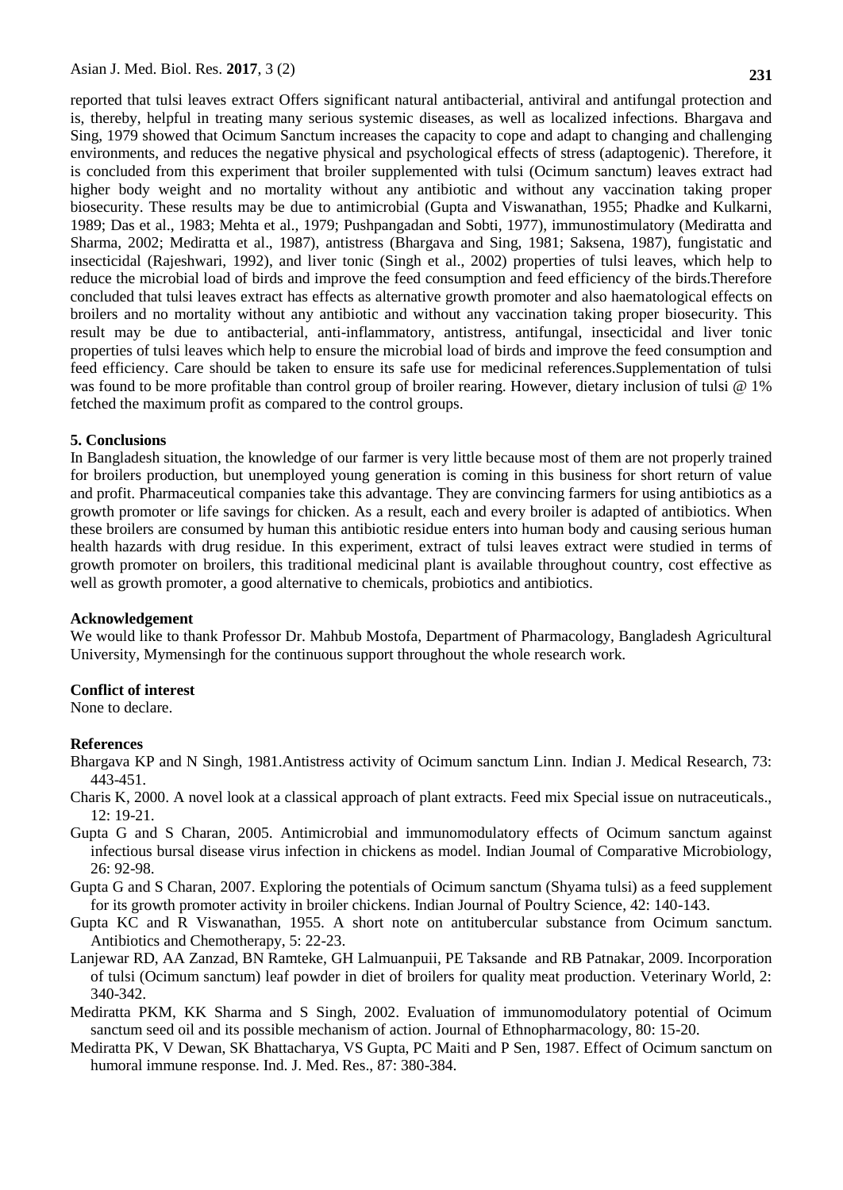reported that tulsi leaves extract Offers significant natural antibacterial, antiviral and antifungal protection and is, thereby, helpful in treating many serious systemic diseases, as well as localized infections. Bhargava and Sing, 1979 showed that Ocimum Sanctum increases the capacity to cope and adapt to changing and challenging environments, and reduces the negative physical and psychological effects of stress (adaptogenic). Therefore, it is concluded from this experiment that broiler supplemented with tulsi (Ocimum sanctum) leaves extract had higher body weight and no mortality without any antibiotic and without any vaccination taking proper biosecurity. These results may be due to antimicrobial (Gupta and Viswanathan, 1955; Phadke and Kulkarni, 1989; Das et al., 1983; Mehta et al., 1979; Pushpangadan and Sobti, 1977), immunostimulatory (Mediratta and Sharma, 2002; Mediratta et al., 1987), antistress (Bhargava and Sing, 1981; Saksena, 1987), fungistatic and insecticidal (Rajeshwari, 1992), and liver tonic (Singh et al., 2002) properties of tulsi leaves, which help to reduce the microbial load of birds and improve the feed consumption and feed efficiency of the birds.Therefore concluded that tulsi leaves extract has effects as alternative growth promoter and also haematological effects on broilers and no mortality without any antibiotic and without any vaccination taking proper biosecurity. This result may be due to antibacterial, anti-inflammatory, antistress, antifungal, insecticidal and liver tonic properties of tulsi leaves which help to ensure the microbial load of birds and improve the feed consumption and feed efficiency. Care should be taken to ensure its safe use for medicinal references.Supplementation of tulsi was found to be more profitable than control group of broiler rearing. However, dietary inclusion of tulsi @ 1% fetched the maximum profit as compared to the control groups.

## 5. Conclusions

In Bangladesh situation, the knowledge of our farmer is very little because most of them are not properly trained for broilers production, but unemployed young generation is coming in this business for short return of value and profit. Pharmaceutical companies take this advantage. They are convincing farmers for using antibiotics as a growth promoter or life savings for chicken. As a result, each and every broiler is adapted of antibiotics. When these broilers are consumed by human this antibiotic residue enters into human body and causing serious human health hazards with drug residue. In this experiment, extract of tulsi leaves extract were studied in terms of growth promoter on broilers, this traditional medicinal plant is available throughout country, cost effective as well as growth promoter, a good alternative to chemicals, probiotics and antibiotics.

## Acknowledgement

We would like to thank Professor Dr. Mahbub Mostofa, Department of Pharmacology, Bangladesh Agricultural University, Mymensingh for the continuous support throughout the whole research work.

## Conflict of interest

None to declare.

## References

Bhargava KP and N Singh, 1981.Antistress activity of Ocimum sanctum Linn. Indian J. Medical Research, 73: 443-451.

Charis K, 2000. A novel look at a classical approach of plant extracts. Feed mix Special issue on nutraceuticals., 12: 19-21.

Gupta G and S Charan, 2005. Antimicrobial and immunomodulatory effects of Ocimum sanctum against infectious bursal disease virus infection in chickens as model. Indian Joumal of Comparative Microbiology, 26: 92-98.

Gupta G and S Charan, 2007. Exploring the potentials of Ocimum sanctum (Shyama tulsi) as a feed supplement for its growth promoter activity in broiler chickens. Indian Journal of Poultry Science, 42: 140-143.

Gupta KC and R Viswanathan, 1955. A short note on antitubercular substance from Ocimum sanctum. Antibiotics and Chemotherapy, 5: 22-23.

Lanjewar RD, AA Zanzad, BN Ramteke, GH Lalmuanpuii, PE Taksande and RB Patnakar, 2009. Incorporation of tulsi (Ocimum sanctum) leaf powder in diet of broilers for quality meat production. Veterinary World, 2: 340-342.

Mediratta PKM, KK Sharma and S Singh, 2002. Evaluation of immunomodulatory potential of Ocimum sanctum seed oil and its possible mechanism of action. Journal of Ethnopharmacology, 80: 15-20.

Mediratta PK, V Dewan, SK Bhattacharya, VS Gupta, PC Maiti and P Sen, 1987. Effect of Ocimum sanctum on humoral immune response. Ind. J. Med. Res., 87: 380-384.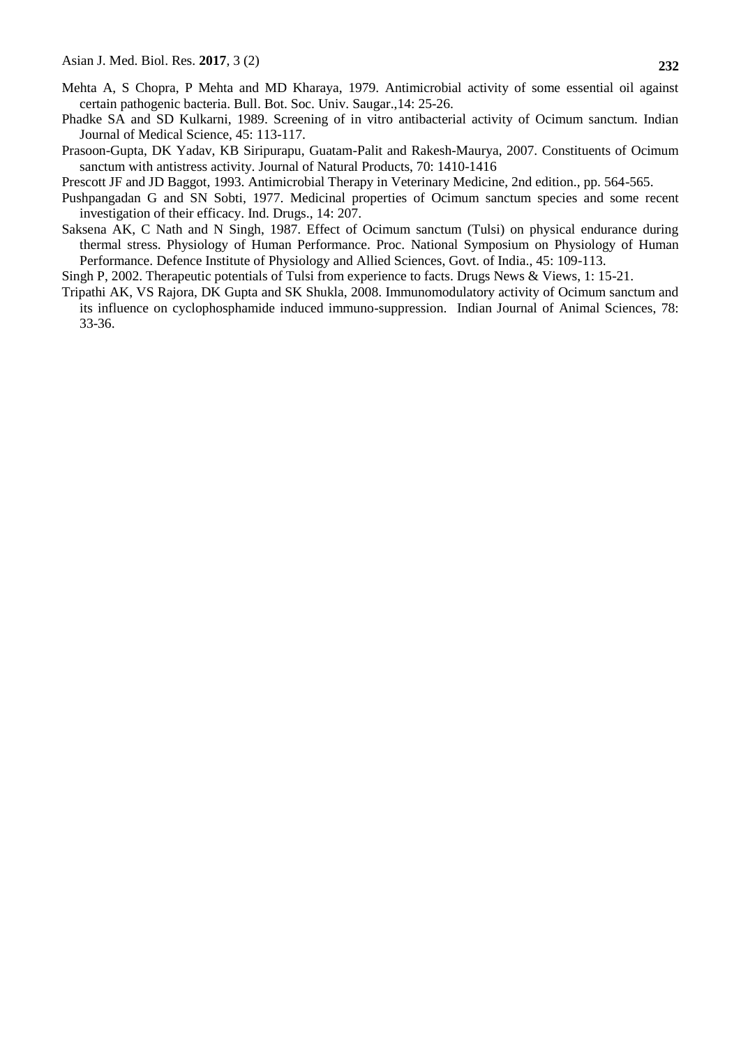Mehta A, S Chopra, P Mehta and MD Kharaya, 1979. Antimicrobial activity of some essential oil against certain pathogenic bacteria. Bull. Bot. Soc. Univ. Saugar.,14: 25-26.

Phadke SA and SD Kulkarni, 1989. Screening of in vitro antibacterial activity of Ocimum sanctum. Indian Journal of Medical Science, 45: 113-117.

Prasoon-Gupta, DK Yadav, KB Siripurapu, Guatam-Palit and Rakesh-Maurya, 2007. Constituents of Ocimum sanctum with antistress activity. Journal of Natural Products, 70: 1410-1416

Prescott JF and JD Baggot, 1993. Antimicrobial Therapy in Veterinary Medicine, 2nd edition., pp. 564-565.

Pushpangadan G and SN Sobti, 1977. Medicinal properties of Ocimum sanctum species and some recent investigation of their efficacy. Ind. Drugs., 14: 207.

Saksena AK, C Nath and N Singh, 1987. Effect of Ocimum sanctum (Tulsi) on physical endurance during thermal stress. Physiology of Human Performance. Proc. National Symposium on Physiology of Human Performance. Defence Institute of Physiology and Allied Sciences, Govt. of India., 45: 109-113.

Singh P, 2002. Therapeutic potentials of Tulsi from experience to facts. Drugs News & Views, 1: 15-21.

Tripathi AK, VS Rajora, DK Gupta and SK Shukla, 2008. Immunomodulatory activity of Ocimum sanctum and its influence on cyclophosphamide induced immuno-suppression. Indian Journal of Animal Sciences, 78: 33-36.